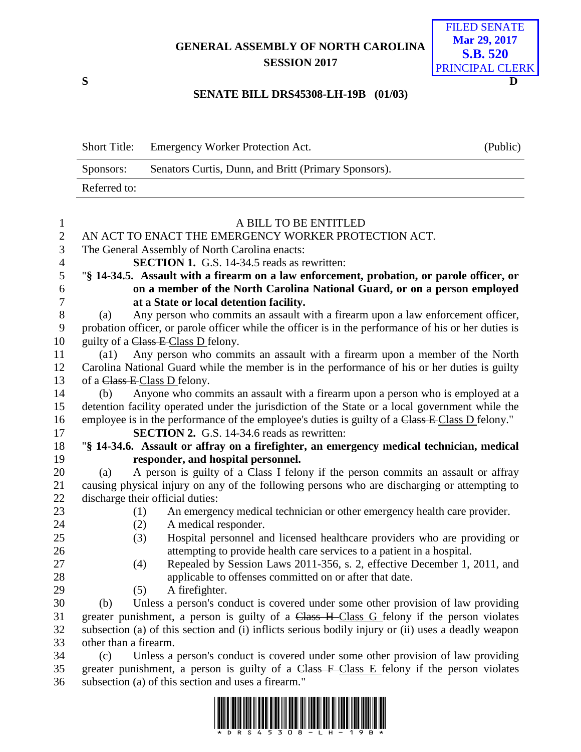GENERAL ASSEMBLY OF NORTH CAROLINA
SESSION 2017

FILED SENATE
Mar 29, 2017
S.B. 520
PRINCIPAL CLERK

S D

**SENATE BILL DRS45308-LH-19B (01/03)**

| Short Title: | Emergency Worker Protection Act. | (Public) |
|---|---|---|
| Sponsors: | Senators Curtis, Dunn, and Britt (Primary Sponsors). | |
| Referred to: | | |

A BILL TO BE ENTITLED

AN ACT TO ENACT THE EMERGENCY WORKER PROTECTION ACT.

The General Assembly of North Carolina enacts:

**SECTION 1.** G.S. 14-34.5 reads as rewritten:

"**§ 14-34.5. Assault with a firearm on a law enforcement, probation, or parole officer, or on a member of the North Carolina National Guard, or on a person employed at a State or local detention facility.**

(a) Any person who commits an assault with a firearm upon a law enforcement officer, probation officer, or parole officer while the officer is in the performance of his or her duties is guilty of a ~~Class E~~ Class D felony.

(a1) Any person who commits an assault with a firearm upon a member of the North Carolina National Guard while the member is in the performance of his or her duties is guilty of a ~~Class E~~ Class D felony.

(b) Anyone who commits an assault with a firearm upon a person who is employed at a detention facility operated under the jurisdiction of the State or a local government while the employee is in the performance of the employee's duties is guilty of a ~~Class E~~ Class D felony."

**SECTION 2.** G.S. 14-34.6 reads as rewritten:

"**§ 14-34.6. Assault or affray on a firefighter, an emergency medical technician, medical responder, and hospital personnel.**

(a) A person is guilty of a Class I felony if the person commits an assault or affray causing physical injury on any of the following persons who are discharging or attempting to discharge their official duties:

(1) An emergency medical technician or other emergency health care provider.
(2) A medical responder.
(3) Hospital personnel and licensed healthcare providers who are providing or attempting to provide health care services to a patient in a hospital.
(4) Repealed by Session Laws 2011-356, s. 2, effective December 1, 2011, and applicable to offenses committed on or after that date.
(5) A firefighter.

(b) Unless a person's conduct is covered under some other provision of law providing greater punishment, a person is guilty of a ~~Class H~~ Class G felony if the person violates subsection (a) of this section and (i) inflicts serious bodily injury or (ii) uses a deadly weapon other than a firearm.

(c) Unless a person's conduct is covered under some other provision of law providing greater punishment, a person is guilty of a ~~Class F~~ Class E felony if the person violates subsection (a) of this section and uses a firearm."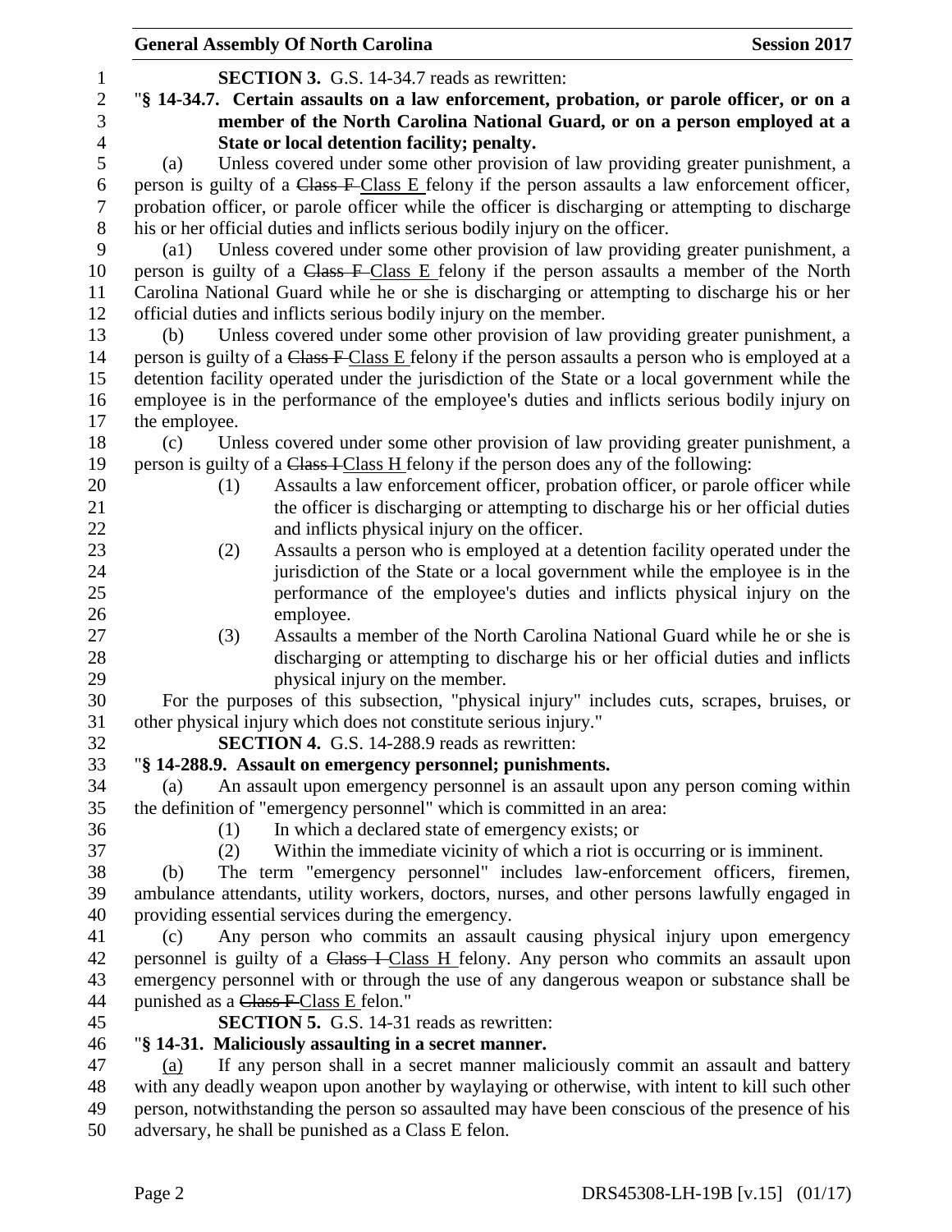**SECTION 3.** G.S. 14-34.7 reads as rewritten:

"**§ 14-34.7. Certain assaults on a law enforcement, probation, or parole officer, or on a member of the North Carolina National Guard, or on a person employed at a State or local detention facility; penalty.**

(a) Unless covered under some other provision of law providing greater punishment, a person is guilty of a ~~Class F~~ Class E felony if the person assaults a law enforcement officer, probation officer, or parole officer while the officer is discharging or attempting to discharge his or her official duties and inflicts serious bodily injury on the officer.

(a1) Unless covered under some other provision of law providing greater punishment, a person is guilty of a ~~Class F~~ Class E felony if the person assaults a member of the North Carolina National Guard while he or she is discharging or attempting to discharge his or her official duties and inflicts serious bodily injury on the member.

(b) Unless covered under some other provision of law providing greater punishment, a person is guilty of a ~~Class F~~ Class E felony if the person assaults a person who is employed at a detention facility operated under the jurisdiction of the State or a local government while the employee is in the performance of the employee's duties and inflicts serious bodily injury on the employee.

(c) Unless covered under some other provision of law providing greater punishment, a person is guilty of a ~~Class I~~ Class H felony if the person does any of the following:

(1) Assaults a law enforcement officer, probation officer, or parole officer while the officer is discharging or attempting to discharge his or her official duties and inflicts physical injury on the officer.

(2) Assaults a person who is employed at a detention facility operated under the jurisdiction of the State or a local government while the employee is in the performance of the employee's duties and inflicts physical injury on the employee.

(3) Assaults a member of the North Carolina National Guard while he or she is discharging or attempting to discharge his or her official duties and inflicts physical injury on the member.

For the purposes of this subsection, "physical injury" includes cuts, scrapes, bruises, or other physical injury which does not constitute serious injury."

**SECTION 4.** G.S. 14-288.9 reads as rewritten:

"**§ 14-288.9. Assault on emergency personnel; punishments.**

(a) An assault upon emergency personnel is an assault upon any person coming within the definition of "emergency personnel" which is committed in an area:

(1) In which a declared state of emergency exists; or

(2) Within the immediate vicinity of which a riot is occurring or is imminent.

(b) The term "emergency personnel" includes law-enforcement officers, firemen, ambulance attendants, utility workers, doctors, nurses, and other persons lawfully engaged in providing essential services during the emergency.

(c) Any person who commits an assault causing physical injury upon emergency personnel is guilty of a ~~Class I~~ Class H felony. Any person who commits an assault upon emergency personnel with or through the use of any dangerous weapon or substance shall be punished as a ~~Class F~~ Class E felon."

**SECTION 5.** G.S. 14-31 reads as rewritten:

"**§ 14-31. Maliciously assaulting in a secret manner.**

<u>(a)</u> If any person shall in a secret manner maliciously commit an assault and battery with any deadly weapon upon another by waylaying or otherwise, with intent to kill such other person, notwithstanding the person so assaulted may have been conscious of the presence of his adversary, he shall be punished as a Class E felon.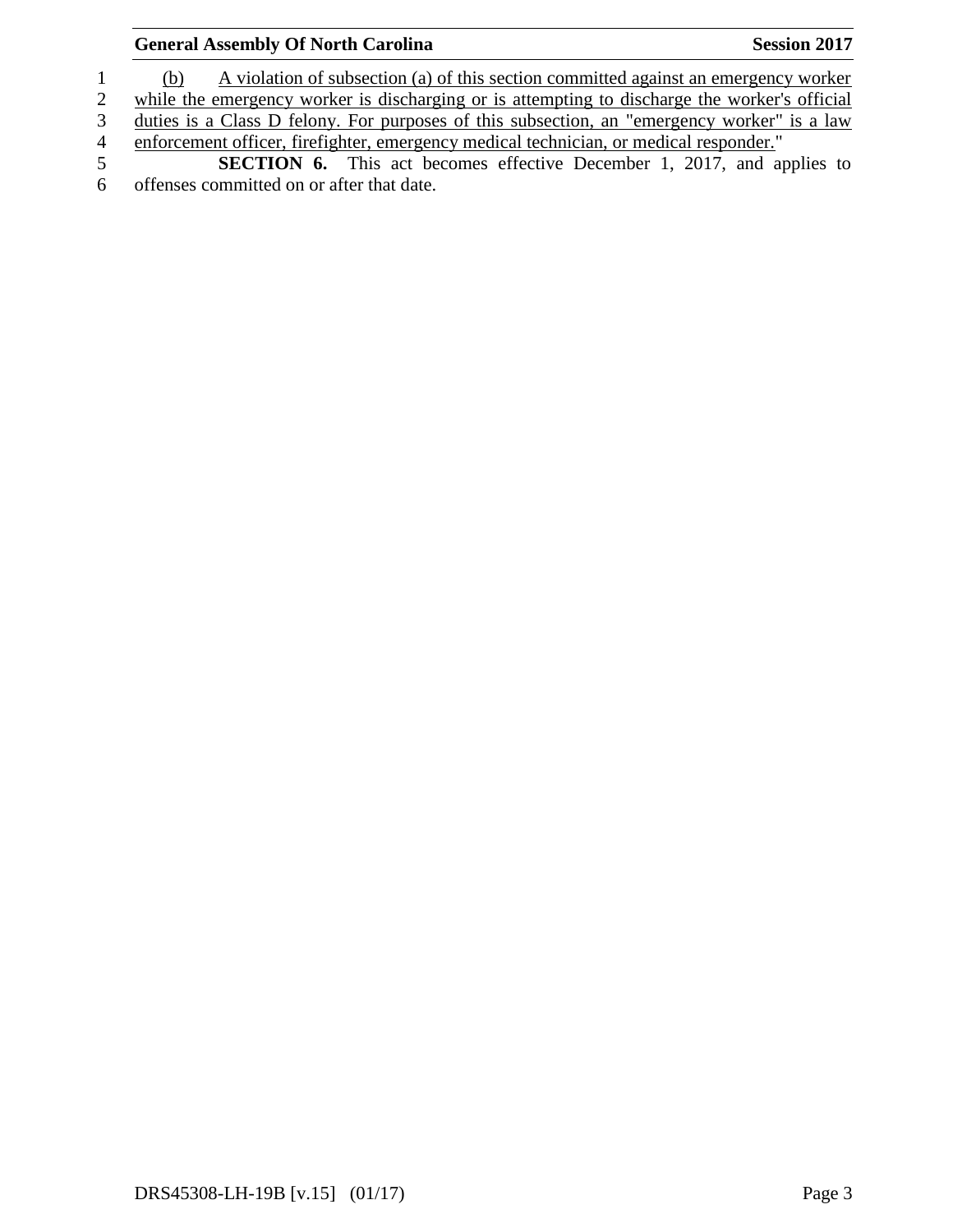(b) A violation of subsection (a) of this section committed against an emergency worker while the emergency worker is discharging or is attempting to discharge the worker's official duties is a Class D felony. For purposes of this subsection, an "emergency worker" is a law enforcement officer, firefighter, emergency medical technician, or medical responder."

**SECTION 6.** This act becomes effective December 1, 2017, and applies to offenses committed on or after that date.